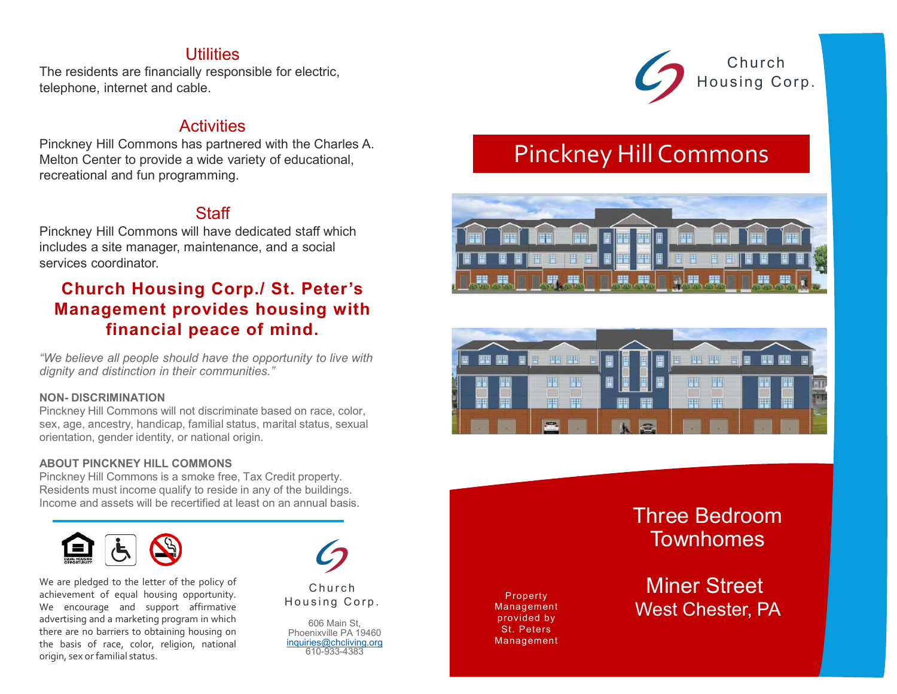## Utilities

The residents are financially responsible for electric, telephone, internet and cable.

## Activities

Pinckney Hill Commons has partnered with the Charles A. Melton Center to provide a wide variety of educational, recreational and fun programming.

## Staff

Pinckney Hill Commons will have dedicated staff which includes a site manager, maintenance, and a social services coordinator.

## Church Housing Corp./ St. Peter's Management provides housing with financial peace of mind.

*"We believe all people should have the opportunity to live with dignity and distinction in their communities."*

**NON- DISCRIMINATION**

Pinckney Hill Commons will not discriminate based on race, color, sex, age, ancestry, handicap, familial status, marital status, sexual orientation, gender identity, or national origin.

**ABOUT PINCKNEY HILL COMMONS**

Pinckney Hill Commons is a smoke free, Tax Credit property. Residents must income qualify to reside in any of the buildings. Income and assets will be recertified at least on an annual basis.

We are pledged to the letter of the policy of achievement of equal housing opportunity. We encourage and support affirmative advertising and a marketing program in which there are no barriers to obtaining housing on the basis of race, color, religion, national origin, sex or familial status.

Church Housing Corp.

606 Main St,
Phoenixville PA 19460
inquiries@chcliving.org
610-933-4383

Church Housing Corp.

# Pinckney Hill Commons

## Three Bedroom Townhomes

Miner Street
West Chester, PA

Property Management provided by St. Peters Management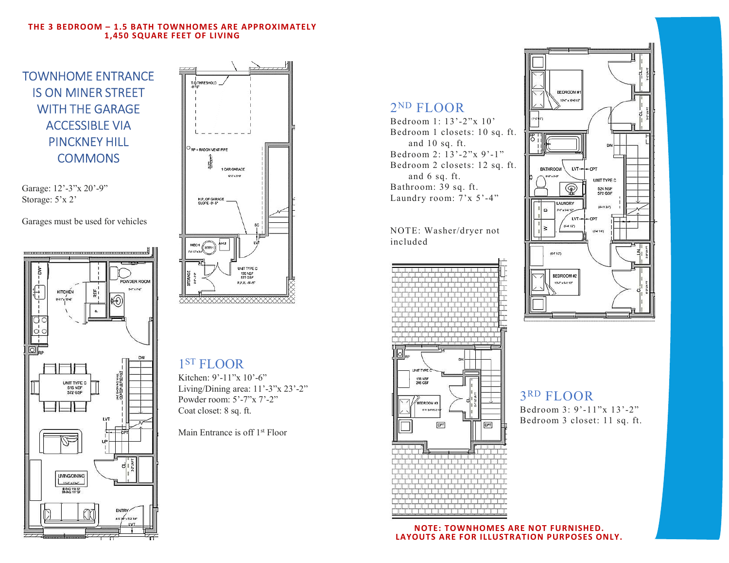**THE 3 BEDROOM – 1.5 BATH TOWNHOMES ARE APPROXIMATELY 1,450 SQUARE FEET OF LIVING**

## TOWNHOME ENTRANCE IS ON MINER STREET WITH THE GARAGE ACCESSIBLE VIA PINCKNEY HILL COMMONS

Garage: 12'-3"x 20'-9"
Storage: 5'x 2'

Garages must be used for vehicles

## 1ST FLOOR

Kitchen: 9'-11"x 10'-6"
Living/Dining area: 11'-3"x 23'-2"
Powder room: 5'-7"x 7'-2"
Coat closet: 8 sq. ft.

Main Entrance is off 1st Floor

## 2ND FLOOR

Bedroom 1: 13'-2"x 10'
Bedroom 1 closets: 10 sq. ft. and 10 sq. ft.
Bedroom 2: 13'-2"x 9'-1"
Bedroom 2 closets: 12 sq. ft. and 6 sq. ft.
Bathroom: 39 sq. ft.
Laundry room: 7'x 5'-4"

NOTE: Washer/dryer not included

## 3RD FLOOR

Bedroom 3: 9'-11"x 13'-2"
Bedroom 3 closet: 11 sq. ft.

**NOTE: TOWNHOMES ARE NOT FURNISHED. LAYOUTS ARE FOR ILLUSTRATION PURPOSES ONLY.**